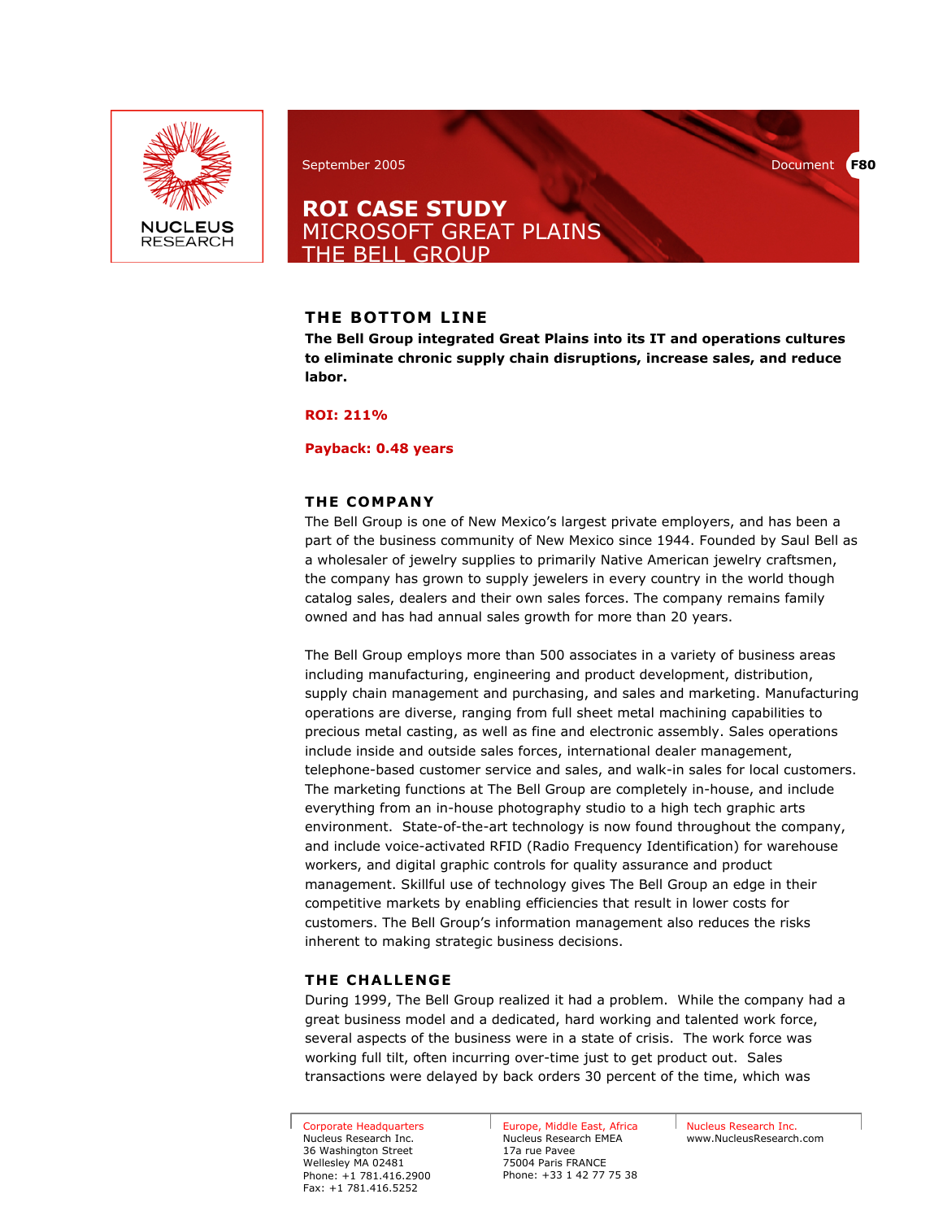September 2005

Document **F80**

# ROI CASE STUDY
## MICROSOFT GREAT PLAINS
## THE BELL GROUP

## THE BOTTOM LINE

**The Bell Group integrated Great Plains into its IT and operations cultures to eliminate chronic supply chain disruptions, increase sales, and reduce labor.**

**ROI: 211%**

**Payback: 0.48 years**

## THE COMPANY

The Bell Group is one of New Mexico's largest private employers, and has been a part of the business community of New Mexico since 1944. Founded by Saul Bell as a wholesaler of jewelry supplies to primarily Native American jewelry craftsmen, the company has grown to supply jewelers in every country in the world though catalog sales, dealers and their own sales forces. The company remains family owned and has had annual sales growth for more than 20 years.

The Bell Group employs more than 500 associates in a variety of business areas including manufacturing, engineering and product development, distribution, supply chain management and purchasing, and sales and marketing. Manufacturing operations are diverse, ranging from full sheet metal machining capabilities to precious metal casting, as well as fine and electronic assembly. Sales operations include inside and outside sales forces, international dealer management, telephone-based customer service and sales, and walk-in sales for local customers. The marketing functions at The Bell Group are completely in-house, and include everything from an in-house photography studio to a high tech graphic arts environment. State-of-the-art technology is now found throughout the company, and include voice-activated RFID (Radio Frequency Identification) for warehouse workers, and digital graphic controls for quality assurance and product management. Skillful use of technology gives The Bell Group an edge in their competitive markets by enabling efficiencies that result in lower costs for customers. The Bell Group's information management also reduces the risks inherent to making strategic business decisions.

## THE CHALLENGE

During 1999, The Bell Group realized it had a problem. While the company had a great business model and a dedicated, hard working and talented work force, several aspects of the business were in a state of crisis. The work force was working full tilt, often incurring over-time just to get product out. Sales transactions were delayed by back orders 30 percent of the time, which was

Corporate Headquarters
Nucleus Research Inc.
36 Washington Street
Wellesley MA 02481
Phone: +1 781.416.2900
Fax: +1 781.416.5252

Europe, Middle East, Africa
Nucleus Research EMEA
17a rue Pavee
75004 Paris FRANCE
Phone: +33 1 42 77 75 38

Nucleus Research Inc.
www.NucleusResearch.com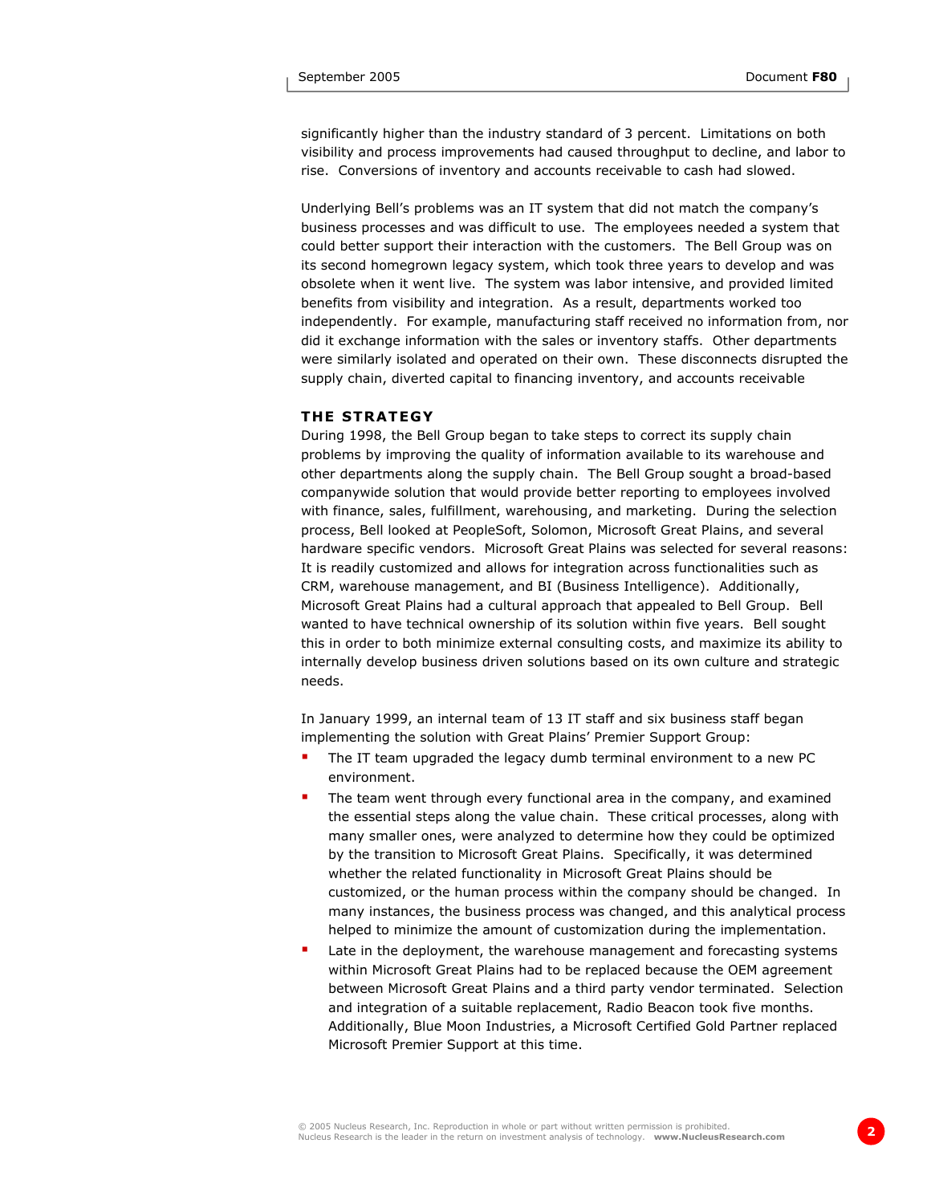significantly higher than the industry standard of 3 percent. Limitations on both visibility and process improvements had caused throughput to decline, and labor to rise. Conversions of inventory and accounts receivable to cash had slowed.

Underlying Bell's problems was an IT system that did not match the company's business processes and was difficult to use. The employees needed a system that could better support their interaction with the customers. The Bell Group was on its second homegrown legacy system, which took three years to develop and was obsolete when it went live. The system was labor intensive, and provided limited benefits from visibility and integration. As a result, departments worked too independently. For example, manufacturing staff received no information from, nor did it exchange information with the sales or inventory staffs. Other departments were similarly isolated and operated on their own. These disconnects disrupted the supply chain, diverted capital to financing inventory, and accounts receivable

## THE STRATEGY

During 1998, the Bell Group began to take steps to correct its supply chain problems by improving the quality of information available to its warehouse and other departments along the supply chain. The Bell Group sought a broad-based companywide solution that would provide better reporting to employees involved with finance, sales, fulfillment, warehousing, and marketing. During the selection process, Bell looked at PeopleSoft, Solomon, Microsoft Great Plains, and several hardware specific vendors. Microsoft Great Plains was selected for several reasons: It is readily customized and allows for integration across functionalities such as CRM, warehouse management, and BI (Business Intelligence). Additionally, Microsoft Great Plains had a cultural approach that appealed to Bell Group. Bell wanted to have technical ownership of its solution within five years. Bell sought this in order to both minimize external consulting costs, and maximize its ability to internally develop business driven solutions based on its own culture and strategic needs.

In January 1999, an internal team of 13 IT staff and six business staff began implementing the solution with Great Plains' Premier Support Group:

- The IT team upgraded the legacy dumb terminal environment to a new PC environment.
- The team went through every functional area in the company, and examined the essential steps along the value chain. These critical processes, along with many smaller ones, were analyzed to determine how they could be optimized by the transition to Microsoft Great Plains. Specifically, it was determined whether the related functionality in Microsoft Great Plains should be customized, or the human process within the company should be changed. In many instances, the business process was changed, and this analytical process helped to minimize the amount of customization during the implementation.
- Late in the deployment, the warehouse management and forecasting systems within Microsoft Great Plains had to be replaced because the OEM agreement between Microsoft Great Plains and a third party vendor terminated. Selection and integration of a suitable replacement, Radio Beacon took five months. Additionally, Blue Moon Industries, a Microsoft Certified Gold Partner replaced Microsoft Premier Support at this time.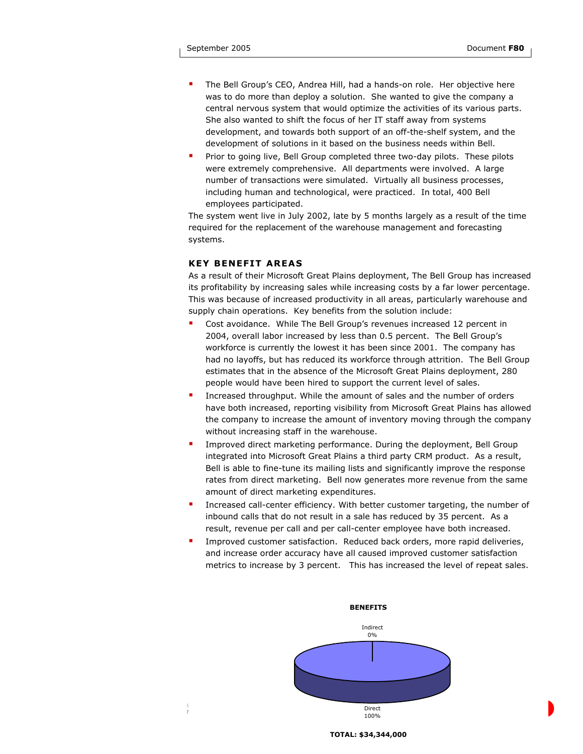- The Bell Group's CEO, Andrea Hill, had a hands-on role. Her objective here was to do more than deploy a solution. She wanted to give the company a central nervous system that would optimize the activities of its various parts. She also wanted to shift the focus of her IT staff away from systems development, and towards both support of an off-the-shelf system, and the development of solutions in it based on the business needs within Bell.
- Prior to going live, Bell Group completed three two-day pilots. These pilots were extremely comprehensive. All departments were involved. A large number of transactions were simulated. Virtually all business processes, including human and technological, were practiced. In total, 400 Bell employees participated.

The system went live in July 2002, late by 5 months largely as a result of the time required for the replacement of the warehouse management and forecasting systems.

## KEY BENEFIT AREAS

As a result of their Microsoft Great Plains deployment, The Bell Group has increased its profitability by increasing sales while increasing costs by a far lower percentage. This was because of increased productivity in all areas, particularly warehouse and supply chain operations. Key benefits from the solution include:

- Cost avoidance. While The Bell Group's revenues increased 12 percent in 2004, overall labor increased by less than 0.5 percent. The Bell Group's workforce is currently the lowest it has been since 2001. The company has had no layoffs, but has reduced its workforce through attrition. The Bell Group estimates that in the absence of the Microsoft Great Plains deployment, 280 people would have been hired to support the current level of sales.
- Increased throughput. While the amount of sales and the number of orders have both increased, reporting visibility from Microsoft Great Plains has allowed the company to increase the amount of inventory moving through the company without increasing staff in the warehouse.
- Improved direct marketing performance. During the deployment, Bell Group integrated into Microsoft Great Plains a third party CRM product. As a result, Bell is able to fine-tune its mailing lists and significantly improve the response rates from direct marketing. Bell now generates more revenue from the same amount of direct marketing expenditures.
- Increased call-center efficiency. With better customer targeting, the number of inbound calls that do not result in a sale has reduced by 35 percent. As a result, revenue per call and per call-center employee have both increased.
- Improved customer satisfaction. Reduced back orders, more rapid deliveries, and increase order accuracy have all caused improved customer satisfaction metrics to increase by 3 percent. This has increased the level of repeat sales.

**BENEFITS**

Indirect 0%

Direct 100%

**TOTAL: $34,344,000**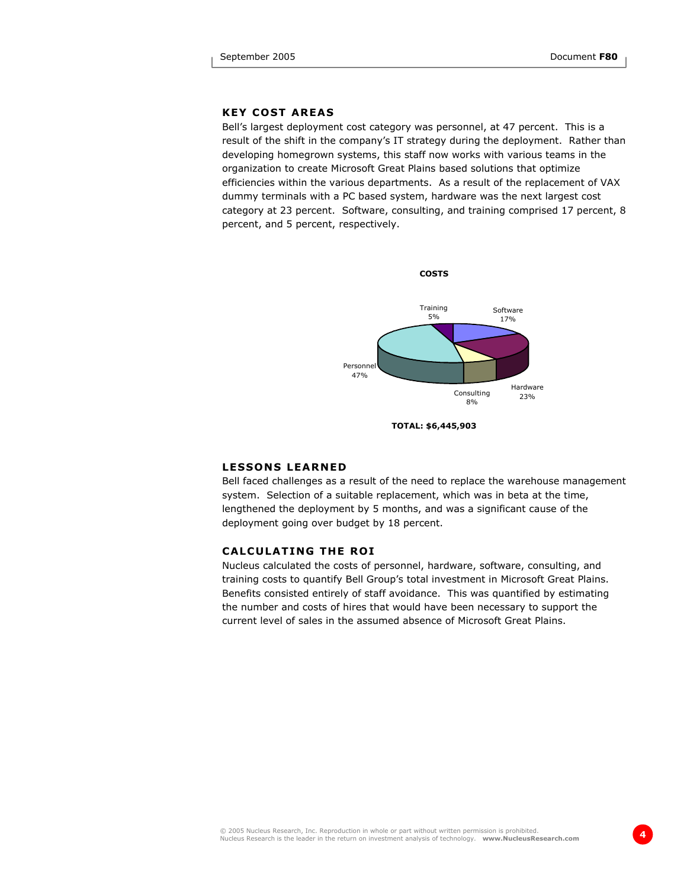## KEY COST AREAS

Bell's largest deployment cost category was personnel, at 47 percent. This is a result of the shift in the company's IT strategy during the deployment. Rather than developing homegrown systems, this staff now works with various teams in the organization to create Microsoft Great Plains based solutions that optimize efficiencies within the various departments. As a result of the replacement of VAX dummy terminals with a PC based system, hardware was the next largest cost category at 23 percent. Software, consulting, and training comprised 17 percent, 8 percent, and 5 percent, respectively.

**COSTS**

Training 5%
Software 17%
Personnel 47%
Hardware 23%
Consulting 8%

**TOTAL: $6,445,903**

## LESSONS LEARNED

Bell faced challenges as a result of the need to replace the warehouse management system. Selection of a suitable replacement, which was in beta at the time, lengthened the deployment by 5 months, and was a significant cause of the deployment going over budget by 18 percent.

## CALCULATING THE ROI

Nucleus calculated the costs of personnel, hardware, software, consulting, and training costs to quantify Bell Group's total investment in Microsoft Great Plains. Benefits consisted entirely of staff avoidance. This was quantified by estimating the number and costs of hires that would have been necessary to support the current level of sales in the assumed absence of Microsoft Great Plains.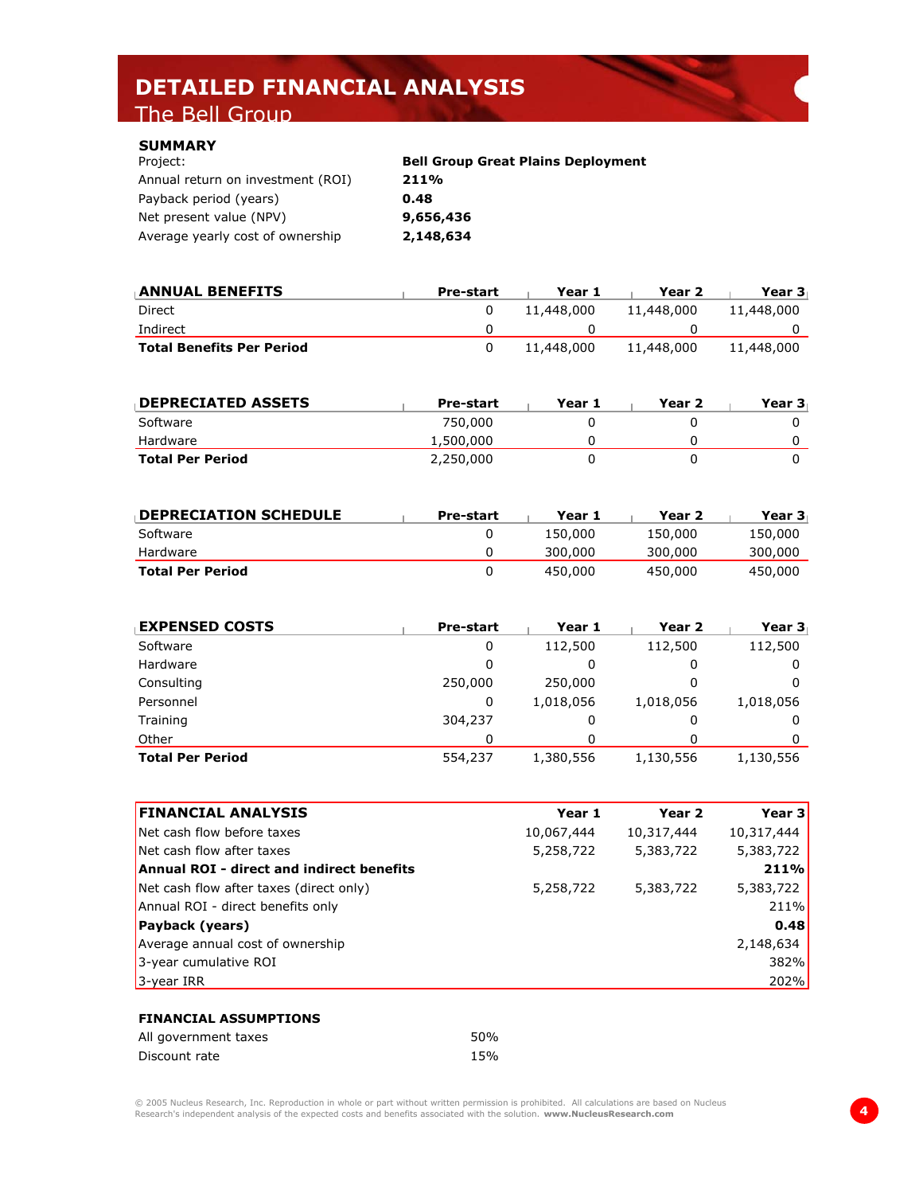# DETAILED FINANCIAL ANALYSIS

## The Bell Group

### SUMMARY

| | |
|---|---|
| Project: | **Bell Group Great Plains Deployment** |
| Annual return on investment (ROI) | **211%** |
| Payback period (years) | **0.48** |
| Net present value (NPV) | **9,656,436** |
| Average yearly cost of ownership | **2,148,634** |

| ANNUAL BENEFITS | Pre-start | Year 1 | Year 2 | Year 3 |
|---|---|---|---|---|
| Direct | 0 | 11,448,000 | 11,448,000 | 11,448,000 |
| Indirect | 0 | 0 | 0 | 0 |
| **Total Benefits Per Period** | 0 | 11,448,000 | 11,448,000 | 11,448,000 |

| DEPRECIATED ASSETS | Pre-start | Year 1 | Year 2 | Year 3 |
|---|---|---|---|---|
| Software | 750,000 | 0 | 0 | 0 |
| Hardware | 1,500,000 | 0 | 0 | 0 |
| **Total Per Period** | 2,250,000 | 0 | 0 | 0 |

| DEPRECIATION SCHEDULE | Pre-start | Year 1 | Year 2 | Year 3 |
|---|---|---|---|---|
| Software | 0 | 150,000 | 150,000 | 150,000 |
| Hardware | 0 | 300,000 | 300,000 | 300,000 |
| **Total Per Period** | 0 | 450,000 | 450,000 | 450,000 |

| EXPENSED COSTS | Pre-start | Year 1 | Year 2 | Year 3 |
|---|---|---|---|---|
| Software | 0 | 112,500 | 112,500 | 112,500 |
| Hardware | 0 | 0 | 0 | 0 |
| Consulting | 250,000 | 250,000 | 0 | 0 |
| Personnel | 0 | 1,018,056 | 1,018,056 | 1,018,056 |
| Training | 304,237 | 0 | 0 | 0 |
| Other | 0 | 0 | 0 | 0 |
| **Total Per Period** | 554,237 | 1,380,556 | 1,130,556 | 1,130,556 |

| FINANCIAL ANALYSIS | Year 1 | Year 2 | Year 3 |
|---|---|---|---|
| Net cash flow before taxes | 10,067,444 | 10,317,444 | 10,317,444 |
| Net cash flow after taxes | 5,258,722 | 5,383,722 | 5,383,722 |
| **Annual ROI - direct and indirect benefits** | | | **211%** |
| Net cash flow after taxes (direct only) | 5,258,722 | 5,383,722 | 5,383,722 |
| Annual ROI - direct benefits only | | | 211% |
| **Payback (years)** | | | **0.48** |
| Average annual cost of ownership | | | 2,148,634 |
| 3-year cumulative ROI | | | 382% |
| 3-year IRR | | | 202% |

### FINANCIAL ASSUMPTIONS

| | |
|---|---|
| All government taxes | 50% |
| Discount rate | 15% |

© 2005 Nucleus Research, Inc. Reproduction in whole or part without written permission is prohibited. All calculations are based on Nucleus Research's independent analysis of the expected costs and benefits associated with the solution. **www.NucleusResearch.com**